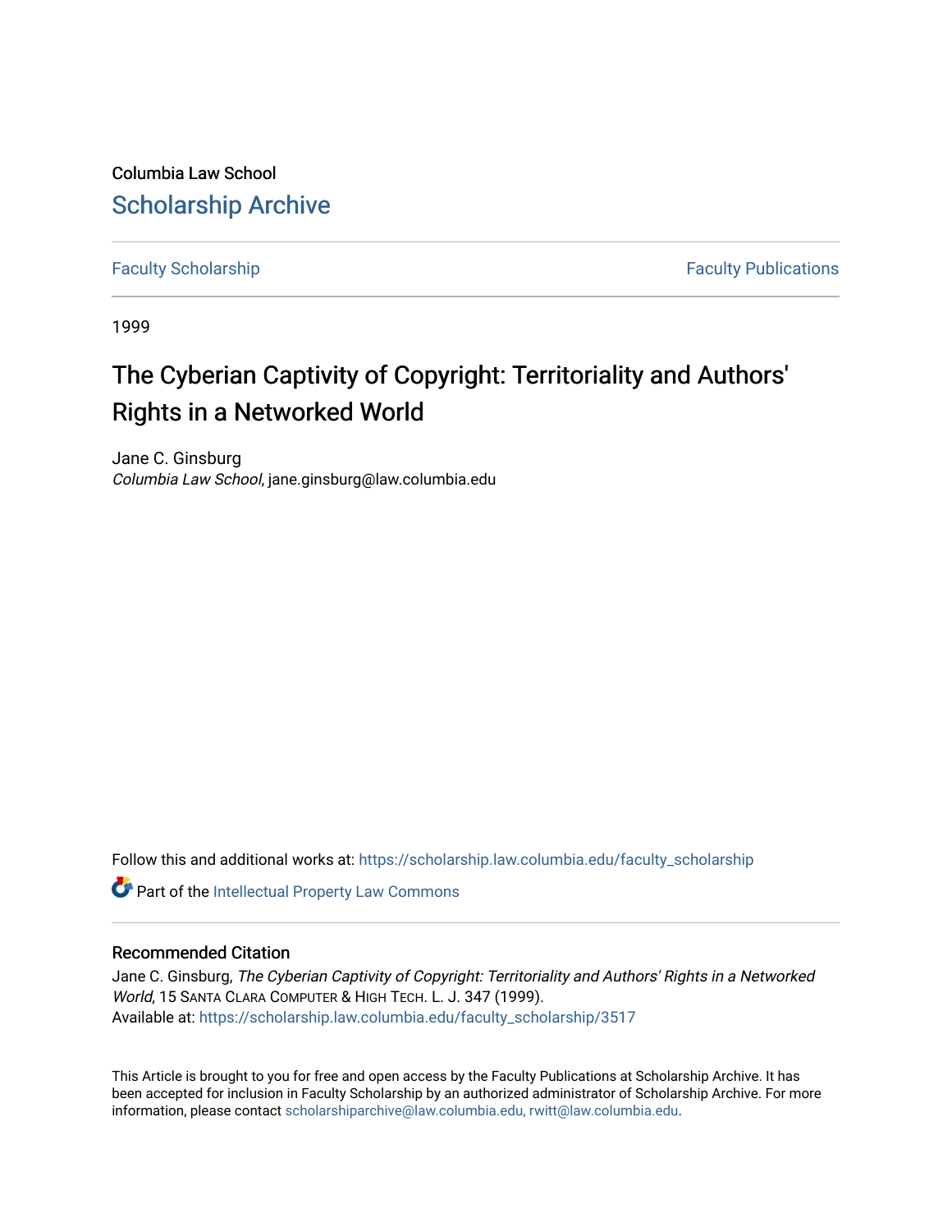Columbia Law School

# Scholarship Archive

Faculty Scholarship | Faculty Publications

1999

# The Cyberian Captivity of Copyright: Territoriality and Authors' Rights in a Networked World

Jane C. Ginsburg
*Columbia Law School*, jane.ginsburg@law.columbia.edu

Follow this and additional works at: https://scholarship.law.columbia.edu/faculty_scholarship

Part of the Intellectual Property Law Commons

## Recommended Citation

Jane C. Ginsburg, *The Cyberian Captivity of Copyright: Territoriality and Authors' Rights in a Networked World*, 15 SANTA CLARA COMPUTER & HIGH TECH. L. J. 347 (1999).
Available at: https://scholarship.law.columbia.edu/faculty_scholarship/3517

This Article is brought to you for free and open access by the Faculty Publications at Scholarship Archive. It has been accepted for inclusion in Faculty Scholarship by an authorized administrator of Scholarship Archive. For more information, please contact scholarshiparchive@law.columbia.edu, rwitt@law.columbia.edu.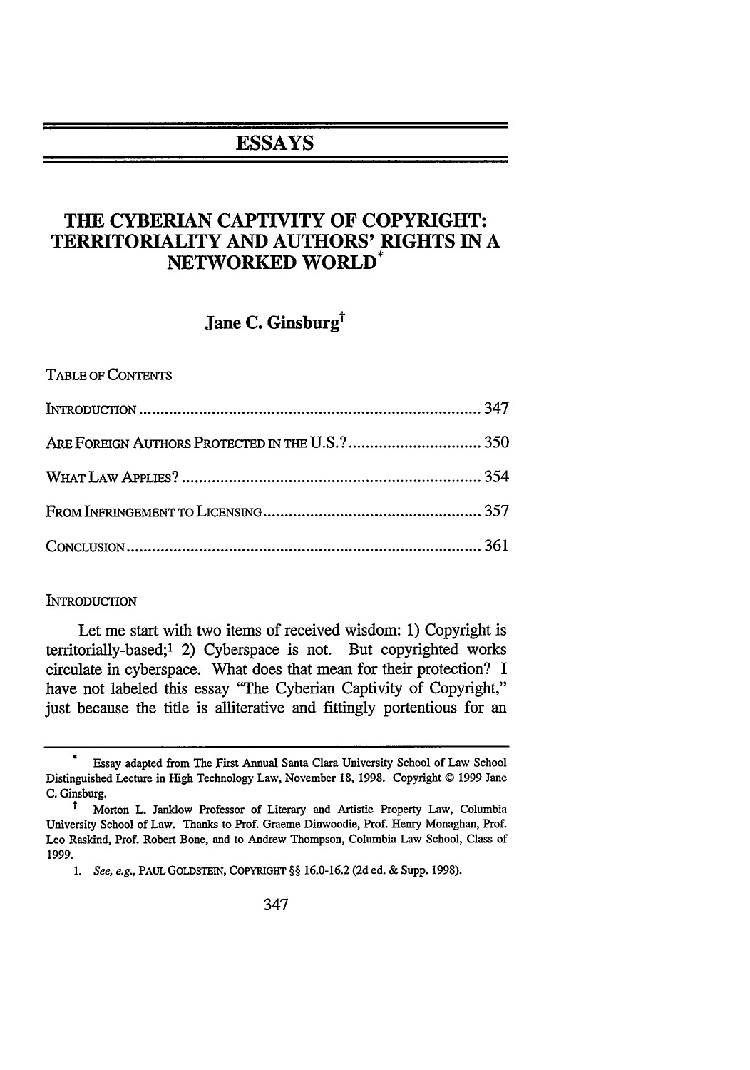# ESSAYS

## THE CYBERIAN CAPTIVITY OF COPYRIGHT: TERRITORIALITY AND AUTHORS' RIGHTS IN A NETWORKED WORLD*

**Jane C. Ginsburg†**

TABLE OF CONTENTS

INTRODUCTION ........................................................................ 347

ARE FOREIGN AUTHORS PROTECTED IN THE U.S.? .............................. 350

WHAT LAW APPLIES? ................................................................ 354

FROM INFRINGEMENT TO LICENSING ............................................... 357

CONCLUSION ........................................................................... 361

### INTRODUCTION

Let me start with two items of received wisdom: 1) Copyright is territorially-based;[1] 2) Cyberspace is not. But copyrighted works circulate in cyberspace. What does that mean for their protection? I have not labeled this essay "The Cyberian Captivity of Copyright," just because the title is alliterative and fittingly portentious for an

---

\* Essay adapted from The First Annual Santa Clara University School of Law School Distinguished Lecture in High Technology Law, November 18, 1998. Copyright © 1999 Jane C. Ginsburg.

† Morton L. Janklow Professor of Literary and Artistic Property Law, Columbia University School of Law. Thanks to Prof. Graeme Dinwoodie, Prof. Henry Monaghan, Prof. Leo Raskind, Prof. Robert Bone, and to Andrew Thompson, Columbia Law School, Class of 1999.

1. *See, e.g.*, PAUL GOLDSTEIN, COPYRIGHT §§ 16.0-16.2 (2d ed. & Supp. 1998).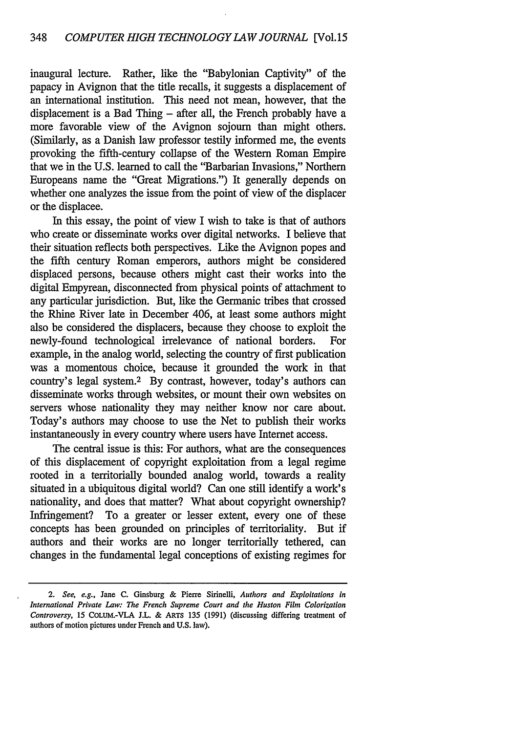inaugural lecture. Rather, like the "Babylonian Captivity" of the papacy in Avignon that the title recalls, it suggests a displacement of an international institution. This need not mean, however, that the displacement is a Bad Thing – after all, the French probably have a more favorable view of the Avignon sojourn than might others. (Similarly, as a Danish law professor testily informed me, the events provoking the fifth-century collapse of the Western Roman Empire that we in the U.S. learned to call the "Barbarian Invasions," Northern Europeans name the "Great Migrations.") It generally depends on whether one analyzes the issue from the point of view of the displacer or the displacee.

In this essay, the point of view I wish to take is that of authors who create or disseminate works over digital networks. I believe that their situation reflects both perspectives. Like the Avignon popes and the fifth century Roman emperors, authors might be considered displaced persons, because others might cast their works into the digital Empyrean, disconnected from physical points of attachment to any particular jurisdiction. But, like the Germanic tribes that crossed the Rhine River late in December 406, at least some authors might also be considered the displacers, because they choose to exploit the newly-found technological irrelevance of national borders. For example, in the analog world, selecting the country of first publication was a momentous choice, because it grounded the work in that country's legal system.[2] By contrast, however, today's authors can disseminate works through websites, or mount their own websites on servers whose nationality they may neither know nor care about. Today's authors may choose to use the Net to publish their works instantaneously in every country where users have Internet access.

The central issue is this: For authors, what are the consequences of this displacement of copyright exploitation from a legal regime rooted in a territorially bounded analog world, towards a reality situated in a ubiquitous digital world? Can one still identify a work's nationality, and does that matter? What about copyright ownership? Infringement? To a greater or lesser extent, every one of these concepts has been grounded on principles of territoriality. But if authors and their works are no longer territorially tethered, can changes in the fundamental legal conceptions of existing regimes for

---

2. *See, e.g.*, Jane C. Ginsburg & Pierre Sirinelli, *Authors and Exploitations in International Private Law: The French Supreme Court and the Huston Film Colorization Controversy*, 15 COLUM.-VLA J.L. & ARTS 135 (1991) (discussing differing treatment of authors of motion pictures under French and U.S. law).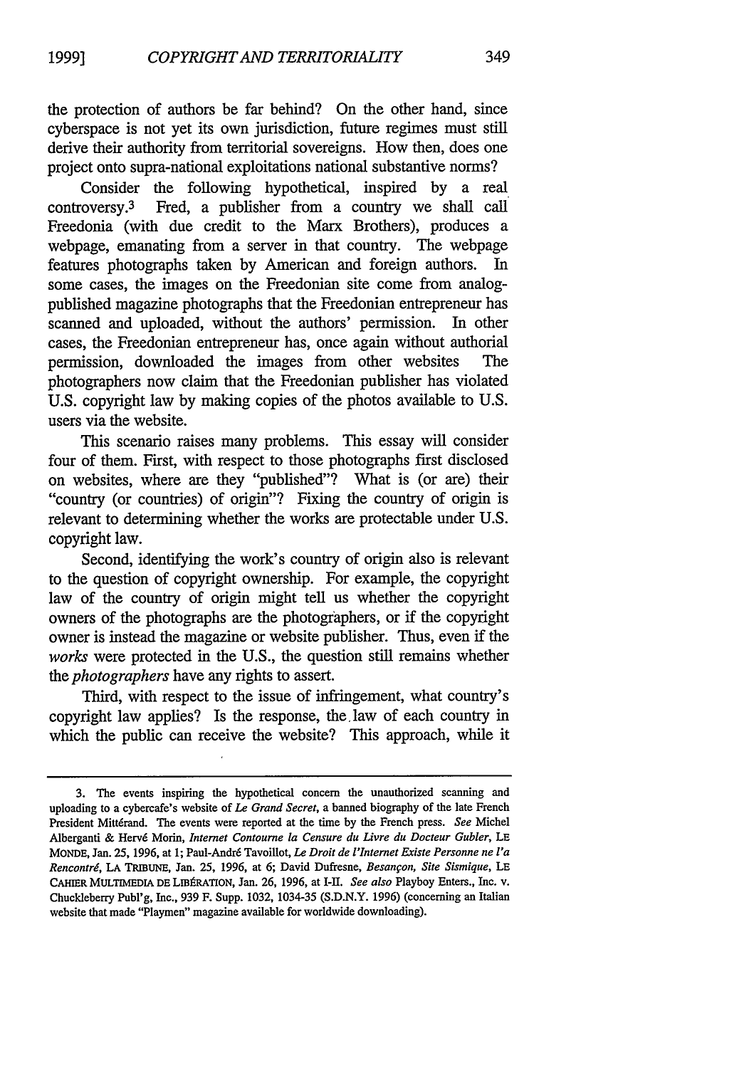the protection of authors be far behind? On the other hand, since cyberspace is not yet its own jurisdiction, future regimes must still derive their authority from territorial sovereigns. How then, does one project onto supra-national exploitations national substantive norms?

Consider the following hypothetical, inspired by a real controversy.[3] Fred, a publisher from a country we shall call Freedonia (with due credit to the Marx Brothers), produces a webpage, emanating from a server in that country. The webpage features photographs taken by American and foreign authors. In some cases, the images on the Freedonian site come from analog-published magazine photographs that the Freedonian entrepreneur has scanned and uploaded, without the authors' permission. In other cases, the Freedonian entrepreneur has, once again without authorial permission, downloaded the images from other websites The photographers now claim that the Freedonian publisher has violated U.S. copyright law by making copies of the photos available to U.S. users via the website.

This scenario raises many problems. This essay will consider four of them. First, with respect to those photographs first disclosed on websites, where are they "published"? What is (or are) their "country (or countries) of origin"? Fixing the country of origin is relevant to determining whether the works are protectable under U.S. copyright law.

Second, identifying the work's country of origin also is relevant to the question of copyright ownership. For example, the copyright law of the country of origin might tell us whether the copyright owners of the photographs are the photographers, or if the copyright owner is instead the magazine or website publisher. Thus, even if the *works* were protected in the U.S., the question still remains whether the *photographers* have any rights to assert.

Third, with respect to the issue of infringement, what country's copyright law applies? Is the response, the law of each country in which the public can receive the website? This approach, while it

---

3. The events inspiring the hypothetical concern the unauthorized scanning and uploading to a cybercafe's website of *Le Grand Secret*, a banned biography of the late French President Mittérand. The events were reported at the time by the French press. *See* Michel Alberganti & Hervé Morin, *Internet Contourne la Censure du Livre du Docteur Gubler*, LE MONDE, Jan. 25, 1996, at 1; Paul-André Tavoillot, *Le Droit de l'Internet Existe Personne ne l'a Rencontré*, LA TRIBUNE, Jan. 25, 1996, at 6; David Dufresne, *Besançon, Site Sismique*, LE CAHIER MULTIMEDIA DE LIBÉRATION, Jan. 26, 1996, at I-II. *See also* Playboy Enters., Inc. v. Chuckleberry Publ'g, Inc., 939 F. Supp. 1032, 1034-35 (S.D.N.Y. 1996) (concerning an Italian website that made "Playmen" magazine available for worldwide downloading).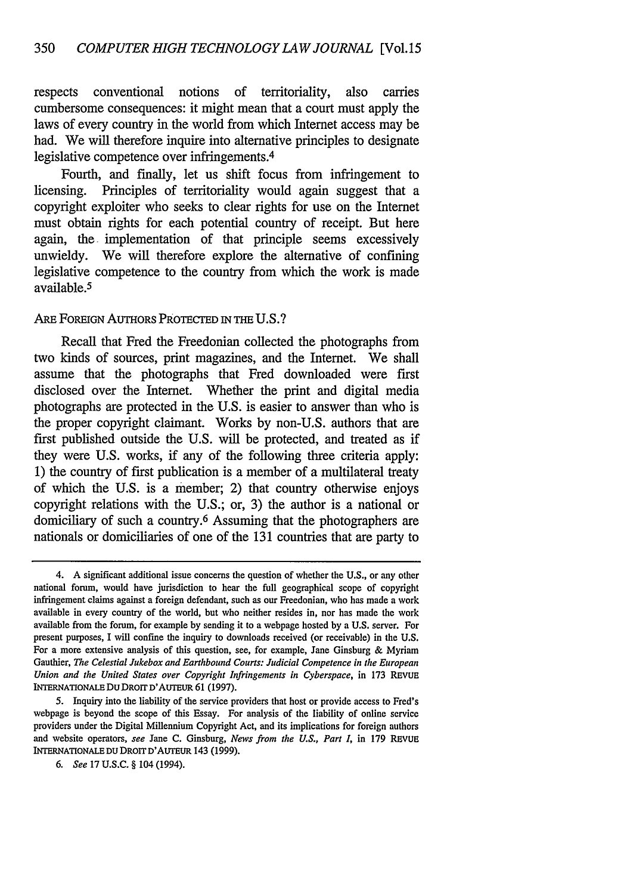respects conventional notions of territoriality, also carries cumbersome consequences: it might mean that a court must apply the laws of every country in the world from which Internet access may be had. We will therefore inquire into alternative principles to designate legislative competence over infringements.[4]

Fourth, and finally, let us shift focus from infringement to licensing. Principles of territoriality would again suggest that a copyright exploiter who seeks to clear rights for use on the Internet must obtain rights for each potential country of receipt. But here again, the implementation of that principle seems excessively unwieldy. We will therefore explore the alternative of confining legislative competence to the country from which the work is made available.[5]

## ARE FOREIGN AUTHORS PROTECTED IN THE U.S.?

Recall that Fred the Freedonian collected the photographs from two kinds of sources, print magazines, and the Internet. We shall assume that the photographs that Fred downloaded were first disclosed over the Internet. Whether the print and digital media photographs are protected in the U.S. is easier to answer than who is the proper copyright claimant. Works by non-U.S. authors that are first published outside the U.S. will be protected, and treated as if they were U.S. works, if any of the following three criteria apply: 1) the country of first publication is a member of a multilateral treaty of which the U.S. is a member; 2) that country otherwise enjoys copyright relations with the U.S.; or, 3) the author is a national or domiciliary of such a country.[6] Assuming that the photographers are nationals or domiciliaries of one of the 131 countries that are party to

---

4. A significant additional issue concerns the question of whether the U.S., or any other national forum, would have jurisdiction to hear the full geographical scope of copyright infringement claims against a foreign defendant, such as our Freedonian, who has made a work available in every country of the world, but who neither resides in, nor has made the work available from the forum, for example by sending it to a webpage hosted by a U.S. server. For present purposes, I will confine the inquiry to downloads received (or receivable) in the U.S. For a more extensive analysis of this question, see, for example, Jane Ginsburg & Myriam Gauthier, *The Celestial Jukebox and Earthbound Courts: Judicial Competence in the European Union and the United States over Copyright Infringements in Cyberspace*, in 173 REVUE INTERNATIONALE DU DROIT D'AUTEUR 61 (1997).

5. Inquiry into the liability of the service providers that host or provide access to Fred's webpage is beyond the scope of this Essay. For analysis of the liability of online service providers under the Digital Millennium Copyright Act, and its implications for foreign authors and website operators, *see* Jane C. Ginsburg, *News from the U.S., Part I*, in 179 REVUE INTERNATIONALE DU DROIT D'AUTEUR 143 (1999).

6. *See* 17 U.S.C. § 104 (1994).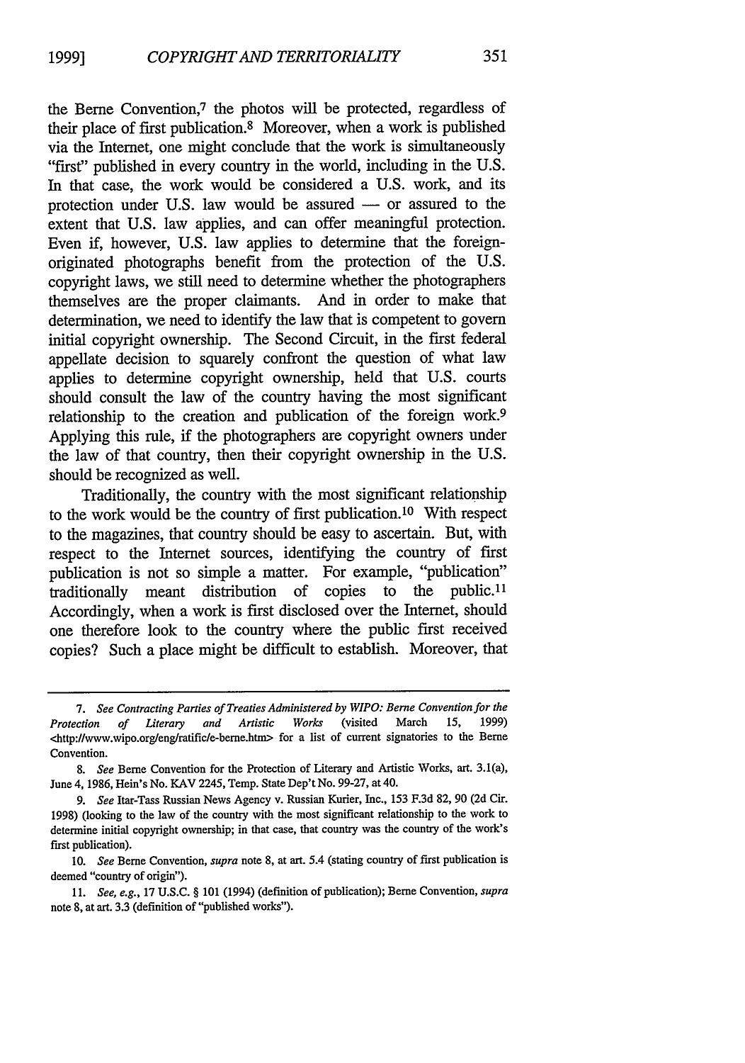the Berne Convention,[7] the photos will be protected, regardless of their place of first publication.[8] Moreover, when a work is published via the Internet, one might conclude that the work is simultaneously "first" published in every country in the world, including in the U.S. In that case, the work would be considered a U.S. work, and its protection under U.S. law would be assured — or assured to the extent that U.S. law applies, and can offer meaningful protection. Even if, however, U.S. law applies to determine that the foreign-originated photographs benefit from the protection of the U.S. copyright laws, we still need to determine whether the photographers themselves are the proper claimants. And in order to make that determination, we need to identify the law that is competent to govern initial copyright ownership. The Second Circuit, in the first federal appellate decision to squarely confront the question of what law applies to determine copyright ownership, held that U.S. courts should consult the law of the country having the most significant relationship to the creation and publication of the foreign work.[9] Applying this rule, if the photographers are copyright owners under the law of that country, then their copyright ownership in the U.S. should be recognized as well.

Traditionally, the country with the most significant relationship to the work would be the country of first publication.[10] With respect to the magazines, that country should be easy to ascertain. But, with respect to the Internet sources, identifying the country of first publication is not so simple a matter. For example, "publication" traditionally meant distribution of copies to the public.[11] Accordingly, when a work is first disclosed over the Internet, should one therefore look to the country where the public first received copies? Such a place might be difficult to establish. Moreover, that

---

7. *See Contracting Parties of Treaties Administered by WIPO: Berne Convention for the Protection of Literary and Artistic Works* (visited March 15, 1999) <http://www.wipo.org/eng/ratific/e-berne.htm> for a list of current signatories to the Berne Convention.

8. *See* Berne Convention for the Protection of Literary and Artistic Works, art. 3.1(a), June 4, 1986, Hein's No. KAV 2245, Temp. State Dep't No. 99-27, at 40.

9. *See* Itar-Tass Russian News Agency v. Russian Kurier, Inc., 153 F.3d 82, 90 (2d Cir. 1998) (looking to the law of the country with the most significant relationship to the work to determine initial copyright ownership; in that case, that country was the country of the work's first publication).

10. *See* Berne Convention, *supra* note 8, at art. 5.4 (stating country of first publication is deemed "country of origin").

11. *See, e.g.*, 17 U.S.C. § 101 (1994) (definition of publication); Berne Convention, *supra* note 8, at art. 3.3 (definition of "published works").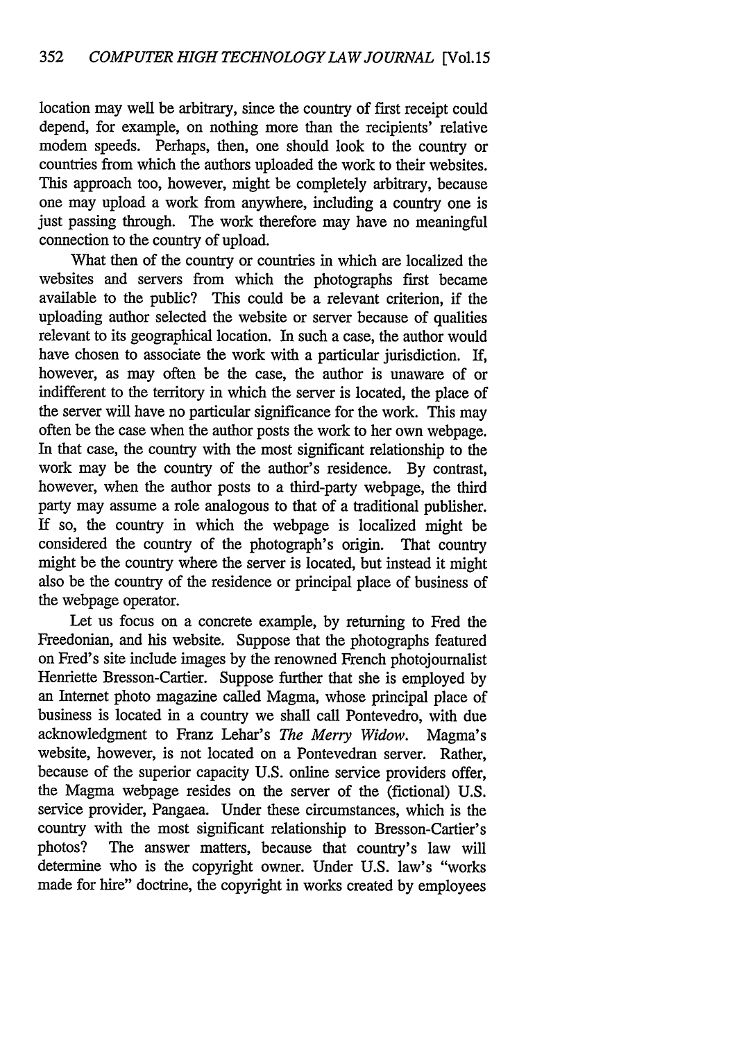location may well be arbitrary, since the country of first receipt could depend, for example, on nothing more than the recipients' relative modem speeds. Perhaps, then, one should look to the country or countries from which the authors uploaded the work to their websites. This approach too, however, might be completely arbitrary, because one may upload a work from anywhere, including a country one is just passing through. The work therefore may have no meaningful connection to the country of upload.

What then of the country or countries in which are localized the websites and servers from which the photographs first became available to the public? This could be a relevant criterion, if the uploading author selected the website or server because of qualities relevant to its geographical location. In such a case, the author would have chosen to associate the work with a particular jurisdiction. If, however, as may often be the case, the author is unaware of or indifferent to the territory in which the server is located, the place of the server will have no particular significance for the work. This may often be the case when the author posts the work to her own webpage. In that case, the country with the most significant relationship to the work may be the country of the author's residence. By contrast, however, when the author posts to a third-party webpage, the third party may assume a role analogous to that of a traditional publisher. If so, the country in which the webpage is localized might be considered the country of the photograph's origin. That country might be the country where the server is located, but instead it might also be the country of the residence or principal place of business of the webpage operator.

Let us focus on a concrete example, by returning to Fred the Freedonian, and his website. Suppose that the photographs featured on Fred's site include images by the renowned French photojournalist Henriette Bresson-Cartier. Suppose further that she is employed by an Internet photo magazine called Magma, whose principal place of business is located in a country we shall call Pontevedro, with due acknowledgment to Franz Lehar's *The Merry Widow*. Magma's website, however, is not located on a Pontevedran server. Rather, because of the superior capacity U.S. online service providers offer, the Magma webpage resides on the server of the (fictional) U.S. service provider, Pangaea. Under these circumstances, which is the country with the most significant relationship to Bresson-Cartier's photos? The answer matters, because that country's law will determine who is the copyright owner. Under U.S. law's "works made for hire" doctrine, the copyright in works created by employees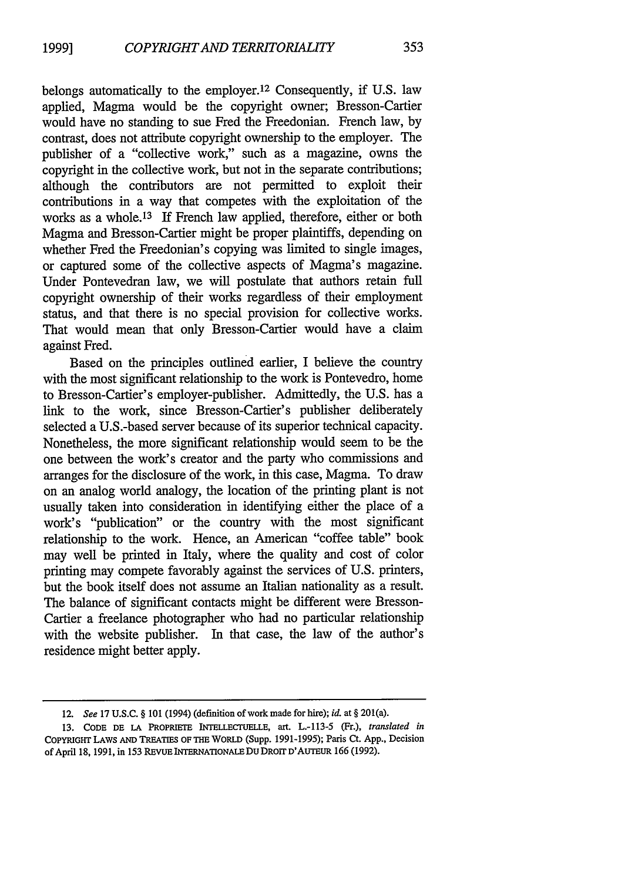belongs automatically to the employer.[12] Consequently, if U.S. law applied, Magma would be the copyright owner; Bresson-Cartier would have no standing to sue Fred the Freedonian. French law, by contrast, does not attribute copyright ownership to the employer. The publisher of a "collective work," such as a magazine, owns the copyright in the collective work, but not in the separate contributions; although the contributors are not permitted to exploit their contributions in a way that competes with the exploitation of the works as a whole.[13] If French law applied, therefore, either or both Magma and Bresson-Cartier might be proper plaintiffs, depending on whether Fred the Freedonian's copying was limited to single images, or captured some of the collective aspects of Magma's magazine. Under Pontevedran law, we will postulate that authors retain full copyright ownership of their works regardless of their employment status, and that there is no special provision for collective works. That would mean that only Bresson-Cartier would have a claim against Fred.

Based on the principles outlined earlier, I believe the country with the most significant relationship to the work is Pontevedro, home to Bresson-Cartier's employer-publisher. Admittedly, the U.S. has a link to the work, since Bresson-Cartier's publisher deliberately selected a U.S.-based server because of its superior technical capacity. Nonetheless, the more significant relationship would seem to be the one between the work's creator and the party who commissions and arranges for the disclosure of the work, in this case, Magma. To draw on an analog world analogy, the location of the printing plant is not usually taken into consideration in identifying either the place of a work's "publication" or the country with the most significant relationship to the work. Hence, an American "coffee table" book may well be printed in Italy, where the quality and cost of color printing may compete favorably against the services of U.S. printers, but the book itself does not assume an Italian nationality as a result. The balance of significant contacts might be different were Bresson-Cartier a freelance photographer who had no particular relationship with the website publisher. In that case, the law of the author's residence might better apply.

---

12. *See* 17 U.S.C. § 101 (1994) (definition of work made for hire); *id.* at § 201(a).

13. CODE DE LA PROPRIETE INTELLECTUELLE, art. L.-113-5 (Fr.), *translated in* COPYRIGHT LAWS AND TREATIES OF THE WORLD (Supp. 1991-1995); Paris Ct. App., Decision of April 18, 1991, in 153 REVUE INTERNATIONALE DU DROIT D'AUTEUR 166 (1992).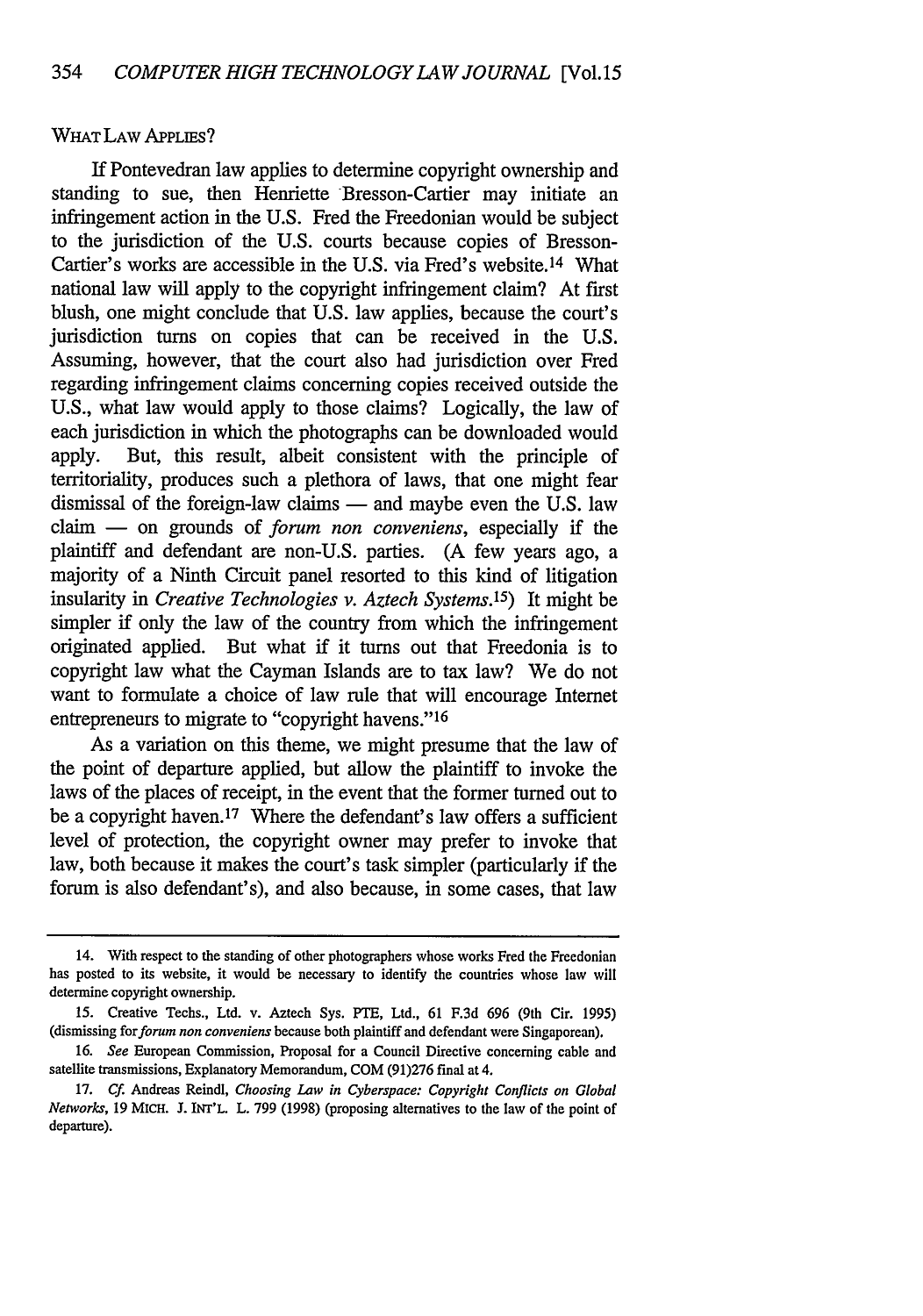WHAT LAW APPLIES?

If Pontevedran law applies to determine copyright ownership and standing to sue, then Henriette Bresson-Cartier may initiate an infringement action in the U.S. Fred the Freedonian would be subject to the jurisdiction of the U.S. courts because copies of Bresson-Cartier's works are accessible in the U.S. via Fred's website.[14] What national law will apply to the copyright infringement claim? At first blush, one might conclude that U.S. law applies, because the court's jurisdiction turns on copies that can be received in the U.S. Assuming, however, that the court also had jurisdiction over Fred regarding infringement claims concerning copies received outside the U.S., what law would apply to those claims? Logically, the law of each jurisdiction in which the photographs can be downloaded would apply. But, this result, albeit consistent with the principle of territoriality, produces such a plethora of laws, that one might fear dismissal of the foreign-law claims — and maybe even the U.S. law claim — on grounds of *forum non conveniens*, especially if the plaintiff and defendant are non-U.S. parties. (A few years ago, a majority of a Ninth Circuit panel resorted to this kind of litigation insularity in *Creative Technologies v. Aztech Systems*.[15]) It might be simpler if only the law of the country from which the infringement originated applied. But what if it turns out that Freedonia is to copyright law what the Cayman Islands are to tax law? We do not want to formulate a choice of law rule that will encourage Internet entrepreneurs to migrate to "copyright havens."[16]

As a variation on this theme, we might presume that the law of the point of departure applied, but allow the plaintiff to invoke the laws of the places of receipt, in the event that the former turned out to be a copyright haven.[17] Where the defendant's law offers a sufficient level of protection, the copyright owner may prefer to invoke that law, both because it makes the court's task simpler (particularly if the forum is also defendant's), and also because, in some cases, that law

---

14. With respect to the standing of other photographers whose works Fred the Freedonian has posted to its website, it would be necessary to identify the countries whose law will determine copyright ownership.

15. Creative Techs., Ltd. v. Aztech Sys. PTE, Ltd., 61 F.3d 696 (9th Cir. 1995) (dismissing for *forum non conveniens* because both plaintiff and defendant were Singaporean).

16. *See* European Commission, Proposal for a Council Directive concerning cable and satellite transmissions, Explanatory Memorandum, COM (91)276 final at 4.

17. *Cf.* Andreas Reindl, *Choosing Law in Cyberspace: Copyright Conflicts on Global Networks*, 19 MICH. J. INT'L. L. 799 (1998) (proposing alternatives to the law of the point of departure).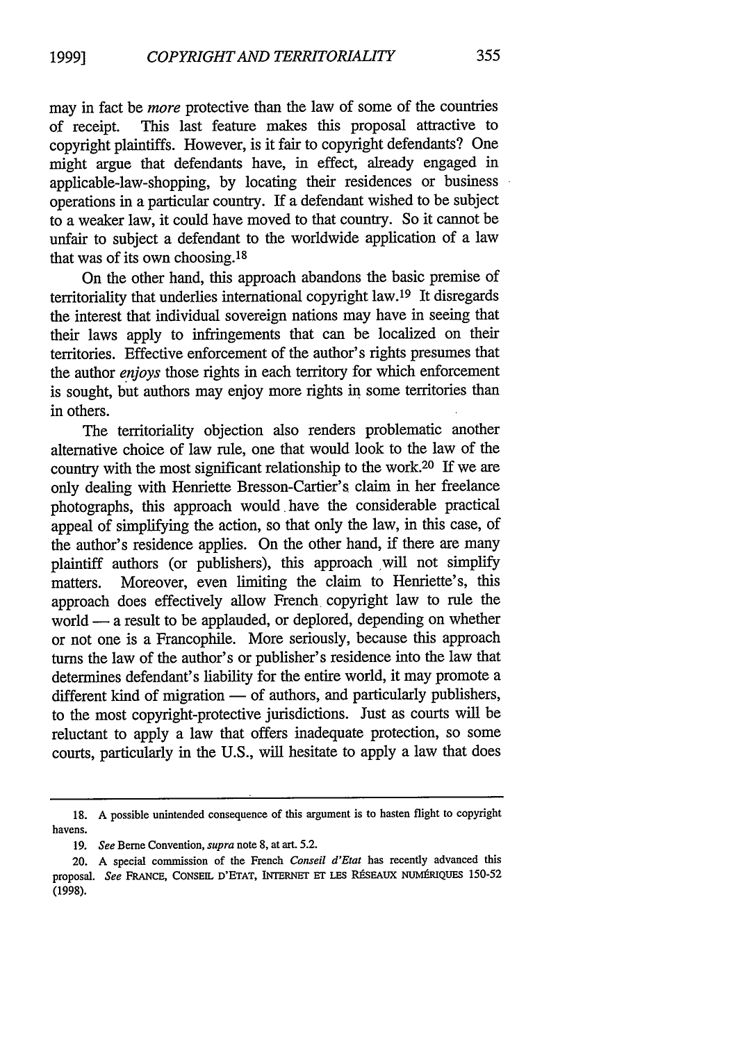may in fact be *more* protective than the law of some of the countries of receipt. This last feature makes this proposal attractive to copyright plaintiffs. However, is it fair to copyright defendants? One might argue that defendants have, in effect, already engaged in applicable-law-shopping, by locating their residences or business operations in a particular country. If a defendant wished to be subject to a weaker law, it could have moved to that country. So it cannot be unfair to subject a defendant to the worldwide application of a law that was of its own choosing.[18]

On the other hand, this approach abandons the basic premise of territoriality that underlies international copyright law.[19] It disregards the interest that individual sovereign nations may have in seeing that their laws apply to infringements that can be localized on their territories. Effective enforcement of the author's rights presumes that the author *enjoys* those rights in each territory for which enforcement is sought, but authors may enjoy more rights in some territories than in others.

The territoriality objection also renders problematic another alternative choice of law rule, one that would look to the law of the country with the most significant relationship to the work.[20] If we are only dealing with Henriette Bresson-Cartier's claim in her freelance photographs, this approach would have the considerable practical appeal of simplifying the action, so that only the law, in this case, of the author's residence applies. On the other hand, if there are many plaintiff authors (or publishers), this approach will not simplify matters. Moreover, even limiting the claim to Henriette's, this approach does effectively allow French copyright law to rule the world — a result to be applauded, or deplored, depending on whether or not one is a Francophile. More seriously, because this approach turns the law of the author's or publisher's residence into the law that determines defendant's liability for the entire world, it may promote a different kind of migration — of authors, and particularly publishers, to the most copyright-protective jurisdictions. Just as courts will be reluctant to apply a law that offers inadequate protection, so some courts, particularly in the U.S., will hesitate to apply a law that does

---

18. A possible unintended consequence of this argument is to hasten flight to copyright havens.

19. *See* Berne Convention, *supra* note 8, at art. 5.2.

20. A special commission of the French *Conseil d'Etat* has recently advanced this proposal. *See* FRANCE, CONSEIL D'ETAT, INTERNET ET LES RÉSEAUX NUMÉRIQUES 150-52 (1998).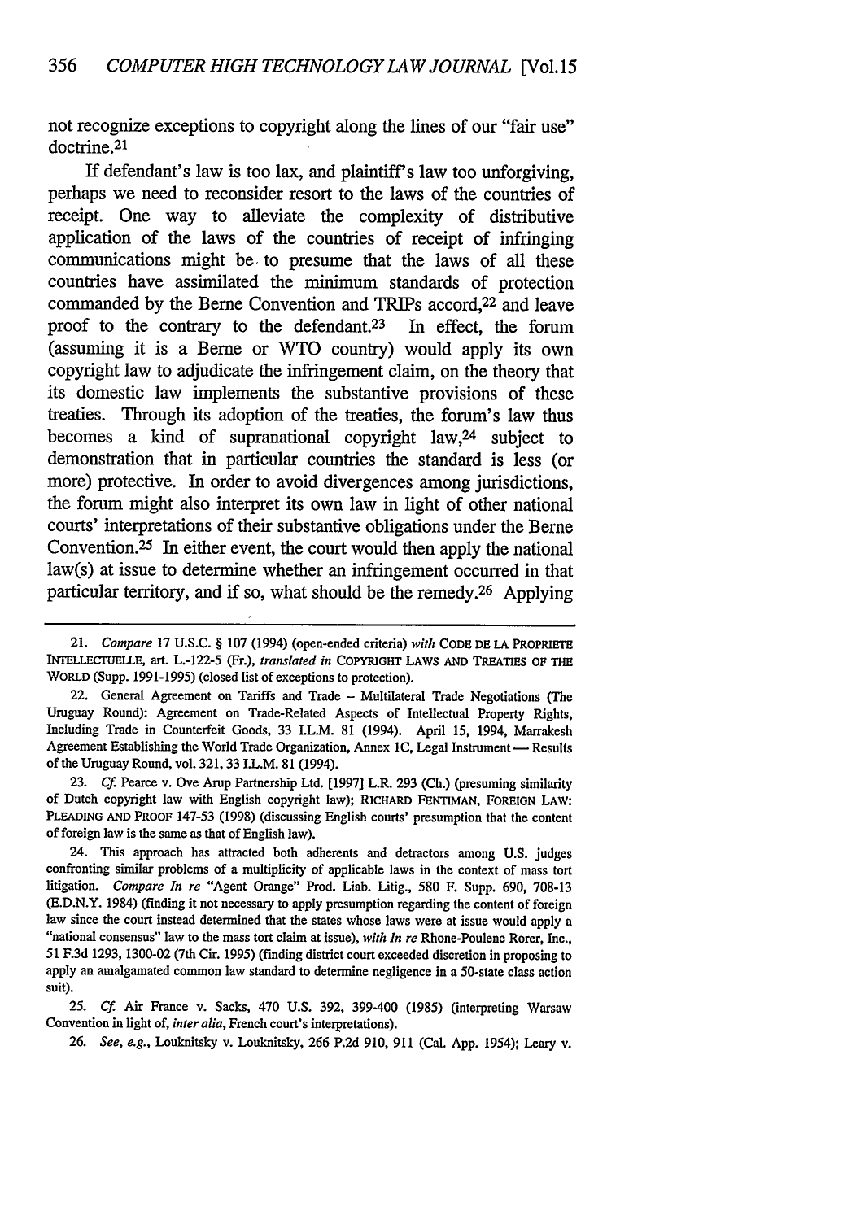not recognize exceptions to copyright along the lines of our "fair use" doctrine.[21]

If defendant's law is too lax, and plaintiff's law too unforgiving, perhaps we need to reconsider resort to the laws of the countries of receipt. One way to alleviate the complexity of distributive application of the laws of the countries of receipt of infringing communications might be to presume that the laws of all these countries have assimilated the minimum standards of protection commanded by the Berne Convention and TRIPs accord,[22] and leave proof to the contrary to the defendant.[23] In effect, the forum (assuming it is a Berne or WTO country) would apply its own copyright law to adjudicate the infringement claim, on the theory that its domestic law implements the substantive provisions of these treaties. Through its adoption of the treaties, the forum's law thus becomes a kind of supranational copyright law,[24] subject to demonstration that in particular countries the standard is less (or more) protective. In order to avoid divergences among jurisdictions, the forum might also interpret its own law in light of other national courts' interpretations of their substantive obligations under the Berne Convention.[25] In either event, the court would then apply the national law(s) at issue to determine whether an infringement occurred in that particular territory, and if so, what should be the remedy.[26] Applying

---

21. *Compare* 17 U.S.C. § 107 (1994) (open-ended criteria) *with* CODE DE LA PROPRIETE INTELLECTUELLE, art. L.-122-5 (Fr.), *translated in* COPYRIGHT LAWS AND TREATIES OF THE WORLD (Supp. 1991-1995) (closed list of exceptions to protection).

22. General Agreement on Tariffs and Trade – Multilateral Trade Negotiations (The Uruguay Round): Agreement on Trade-Related Aspects of Intellectual Property Rights, Including Trade in Counterfeit Goods, 33 I.L.M. 81 (1994). April 15, 1994, Marrakesh Agreement Establishing the World Trade Organization, Annex 1C, Legal Instrument — Results of the Uruguay Round, vol. 321, 33 I.L.M. 81 (1994).

23. *Cf.* Pearce v. Ove Arup Partnership Ltd. [1997] L.R. 293 (Ch.) (presuming similarity of Dutch copyright law with English copyright law); RICHARD FENTIMAN, FOREIGN LAW: PLEADING AND PROOF 147-53 (1998) (discussing English courts' presumption that the content of foreign law is the same as that of English law).

24. This approach has attracted both adherents and detractors among U.S. judges confronting similar problems of a multiplicity of applicable laws in the context of mass tort litigation. *Compare In re* "Agent Orange" Prod. Liab. Litig., 580 F. Supp. 690, 708-13 (E.D.N.Y. 1984) (finding it not necessary to apply presumption regarding the content of foreign law since the court instead determined that the states whose laws were at issue would apply a "national consensus" law to the mass tort claim at issue), *with In re* Rhone-Poulenc Rorer, Inc., 51 F.3d 1293, 1300-02 (7th Cir. 1995) (finding district court exceeded discretion in proposing to apply an amalgamated common law standard to determine negligence in a 50-state class action suit).

25. *Cf.* Air France v. Sacks, 470 U.S. 392, 399-400 (1985) (interpreting Warsaw Convention in light of, *inter alia*, French court's interpretations).

26. *See, e.g.*, Louknitsky v. Louknitsky, 266 P.2d 910, 911 (Cal. App. 1954); Leary v.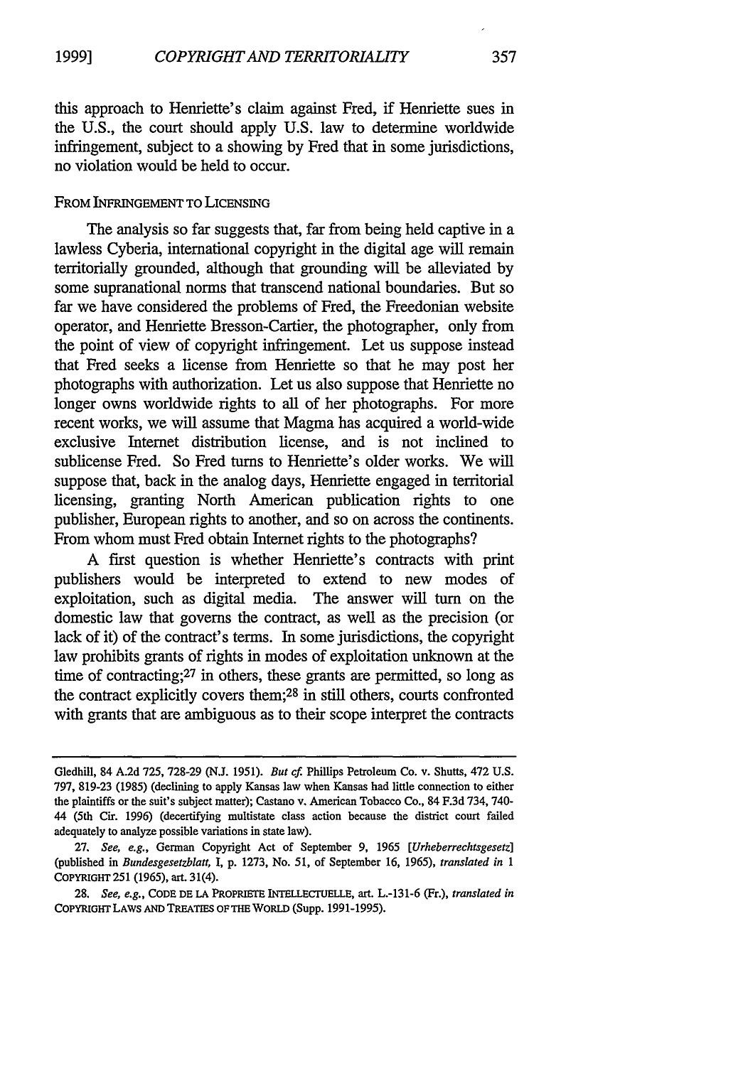this approach to Henriette's claim against Fred, if Henriette sues in the U.S., the court should apply U.S. law to determine worldwide infringement, subject to a showing by Fred that in some jurisdictions, no violation would be held to occur.

FROM INFRINGEMENT TO LICENSING

The analysis so far suggests that, far from being held captive in a lawless Cyberia, international copyright in the digital age will remain territorially grounded, although that grounding will be alleviated by some supranational norms that transcend national boundaries. But so far we have considered the problems of Fred, the Freedonian website operator, and Henriette Bresson-Cartier, the photographer, only from the point of view of copyright infringement. Let us suppose instead that Fred seeks a license from Henriette so that he may post her photographs with authorization. Let us also suppose that Henriette no longer owns worldwide rights to all of her photographs. For more recent works, we will assume that Magma has acquired a world-wide exclusive Internet distribution license, and is not inclined to sublicense Fred. So Fred turns to Henriette's older works. We will suppose that, back in the analog days, Henriette engaged in territorial licensing, granting North American publication rights to one publisher, European rights to another, and so on across the continents. From whom must Fred obtain Internet rights to the photographs?

A first question is whether Henriette's contracts with print publishers would be interpreted to extend to new modes of exploitation, such as digital media. The answer will turn on the domestic law that governs the contract, as well as the precision (or lack of it) of the contract's terms. In some jurisdictions, the copyright law prohibits grants of rights in modes of exploitation unknown at the time of contracting;[27] in others, these grants are permitted, so long as the contract explicitly covers them;[28] in still others, courts confronted with grants that are ambiguous as to their scope interpret the contracts

---

Gledhill, 84 A.2d 725, 728-29 (N.J. 1951). *But cf.* Phillips Petroleum Co. v. Shutts, 472 U.S. 797, 819-23 (1985) (declining to apply Kansas law when Kansas had little connection to either the plaintiffs or the suit's subject matter); Castano v. American Tobacco Co., 84 F.3d 734, 740-44 (5th Cir. 1996) (decertifying multistate class action because the district court failed adequately to analyze possible variations in state law).

27. *See, e.g.*, German Copyright Act of September 9, 1965 [*Urheberrechtsgesetz*] (published in *Bundesgesetzblatt*, I, p. 1273, No. 51, of September 16, 1965), *translated in* 1 COPYRIGHT 251 (1965), art. 31(4).

28. *See, e.g.*, CODE DE LA PROPRIETE INTELLECTUELLE, art. L.-131-6 (Fr.), *translated in* COPYRIGHT LAWS AND TREATIES OF THE WORLD (Supp. 1991-1995).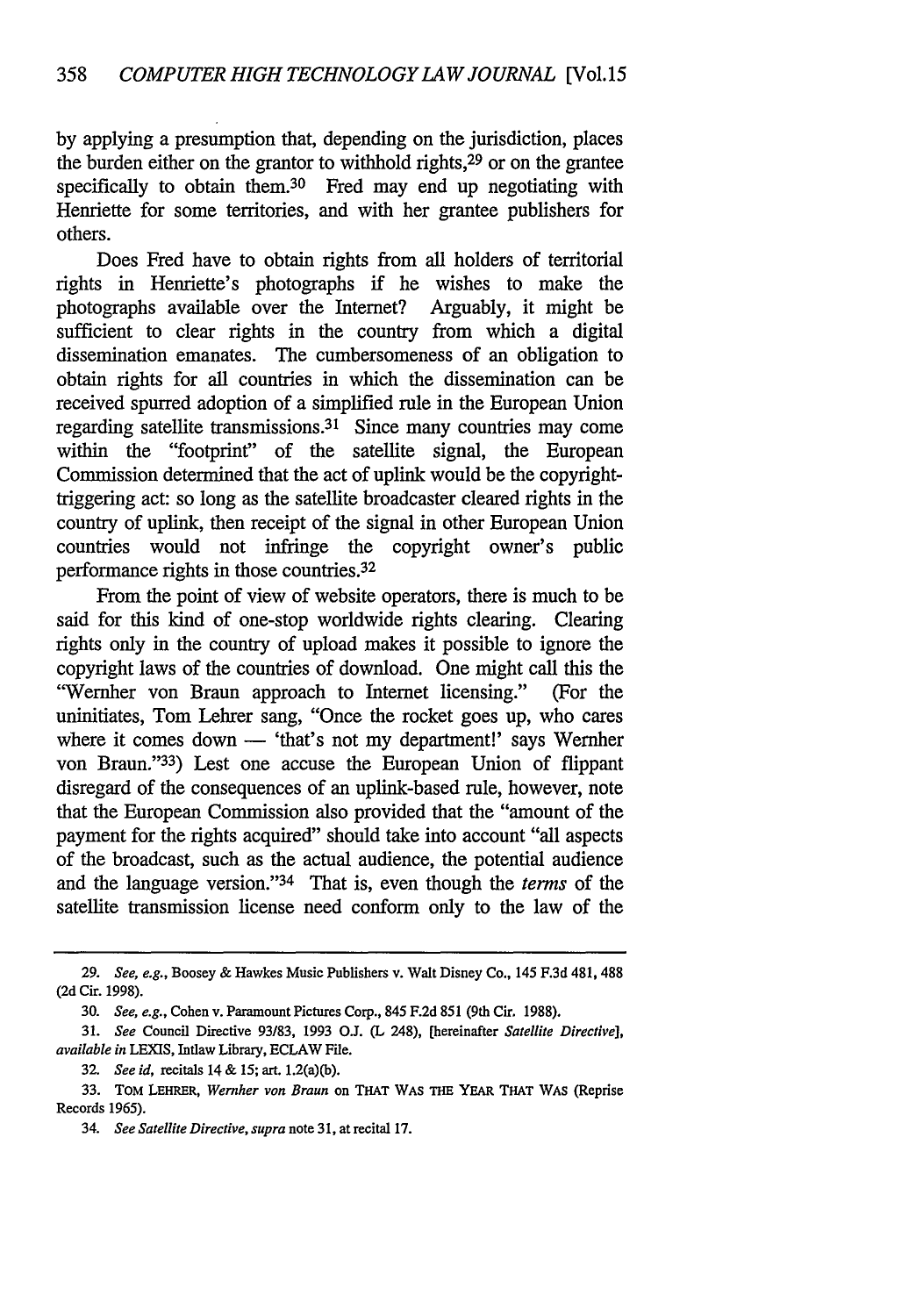by applying a presumption that, depending on the jurisdiction, places the burden either on the grantor to withhold rights,[29] or on the grantee specifically to obtain them.[30] Fred may end up negotiating with Henriette for some territories, and with her grantee publishers for others.

Does Fred have to obtain rights from all holders of territorial rights in Henriette's photographs if he wishes to make the photographs available over the Internet? Arguably, it might be sufficient to clear rights in the country from which a digital dissemination emanates. The cumbersomeness of an obligation to obtain rights for all countries in which the dissemination can be received spurred adoption of a simplified rule in the European Union regarding satellite transmissions.[31] Since many countries may come within the "footprint" of the satellite signal, the European Commission determined that the act of uplink would be the copyright-triggering act: so long as the satellite broadcaster cleared rights in the country of uplink, then receipt of the signal in other European Union countries would not infringe the copyright owner's public performance rights in those countries.[32]

From the point of view of website operators, there is much to be said for this kind of one-stop worldwide rights clearing. Clearing rights only in the country of upload makes it possible to ignore the copyright laws of the countries of download. One might call this the "Wernher von Braun approach to Internet licensing." (For the uninitiates, Tom Lehrer sang, "Once the rocket goes up, who cares where it comes down — 'that's not my department!' says Wernher von Braun."[33]) Lest one accuse the European Union of flippant disregard of the consequences of an uplink-based rule, however, note that the European Commission also provided that the "amount of the payment for the rights acquired" should take into account "all aspects of the broadcast, such as the actual audience, the potential audience and the language version."[34] That is, even though the *terms* of the satellite transmission license need conform only to the law of the

---

29. *See, e.g.*, Boosey & Hawkes Music Publishers v. Walt Disney Co., 145 F.3d 481, 488 (2d Cir. 1998).

30. *See, e.g.*, Cohen v. Paramount Pictures Corp., 845 F.2d 851 (9th Cir. 1988).

31. *See* Council Directive 93/83, 1993 O.J. (L 248), [hereinafter *Satellite Directive*], *available in* LEXIS, Intlaw Library, ECLAW File.

32. *See id*, recitals 14 & 15; art. 1.2(a)(b).

33. TOM LEHRER, *Wernher von Braun* on THAT WAS THE YEAR THAT WAS (Reprise Records 1965).

34. *See Satellite Directive*, *supra* note 31, at recital 17.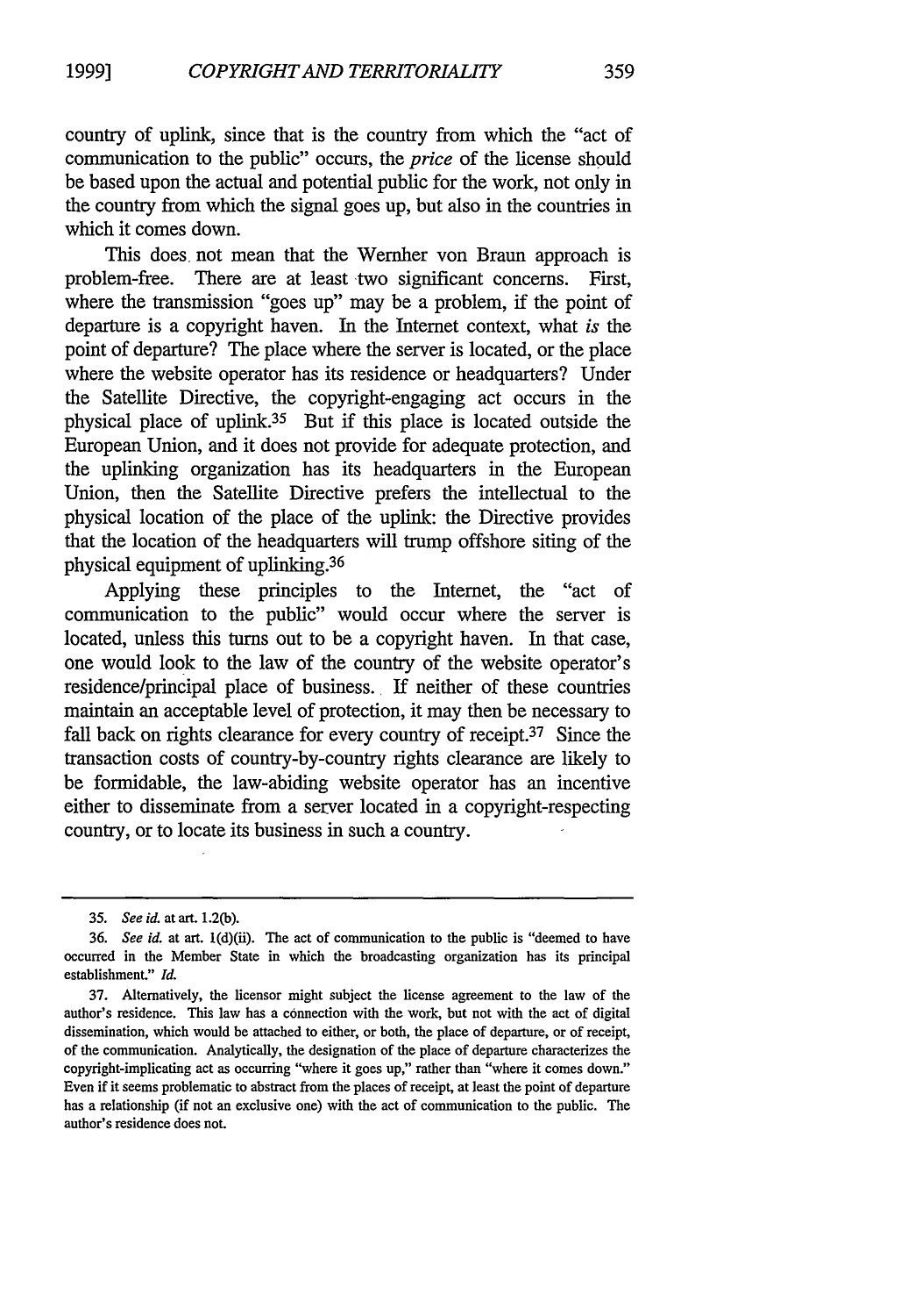country of uplink, since that is the country from which the "act of communication to the public" occurs, the *price* of the license should be based upon the actual and potential public for the work, not only in the country from which the signal goes up, but also in the countries in which it comes down.

This does not mean that the Wernher von Braun approach is problem-free. There are at least two significant concerns. First, where the transmission "goes up" may be a problem, if the point of departure is a copyright haven. In the Internet context, what *is* the point of departure? The place where the server is located, or the place where the website operator has its residence or headquarters? Under the Satellite Directive, the copyright-engaging act occurs in the physical place of uplink.[35] But if this place is located outside the European Union, and it does not provide for adequate protection, and the uplinking organization has its headquarters in the European Union, then the Satellite Directive prefers the intellectual to the physical location of the place of the uplink: the Directive provides that the location of the headquarters will trump offshore siting of the physical equipment of uplinking.[36]

Applying these principles to the Internet, the "act of communication to the public" would occur where the server is located, unless this turns out to be a copyright haven. In that case, one would look to the law of the country of the website operator's residence/principal place of business. If neither of these countries maintain an acceptable level of protection, it may then be necessary to fall back on rights clearance for every country of receipt.[37] Since the transaction costs of country-by-country rights clearance are likely to be formidable, the law-abiding website operator has an incentive either to disseminate from a server located in a copyright-respecting country, or to locate its business in such a country.

---

35. *See id.* at art. 1.2(b).

36. *See id.* at art. 1(d)(ii). The act of communication to the public is "deemed to have occurred in the Member State in which the broadcasting organization has its principal establishment." *Id.*

37. Alternatively, the licensor might subject the license agreement to the law of the author's residence. This law has a connection with the work, but not with the act of digital dissemination, which would be attached to either, or both, the place of departure, or of receipt, of the communication. Analytically, the designation of the place of departure characterizes the copyright-implicating act as occurring "where it goes up," rather than "where it comes down." Even if it seems problematic to abstract from the places of receipt, at least the point of departure has a relationship (if not an exclusive one) with the act of communication to the public. The author's residence does not.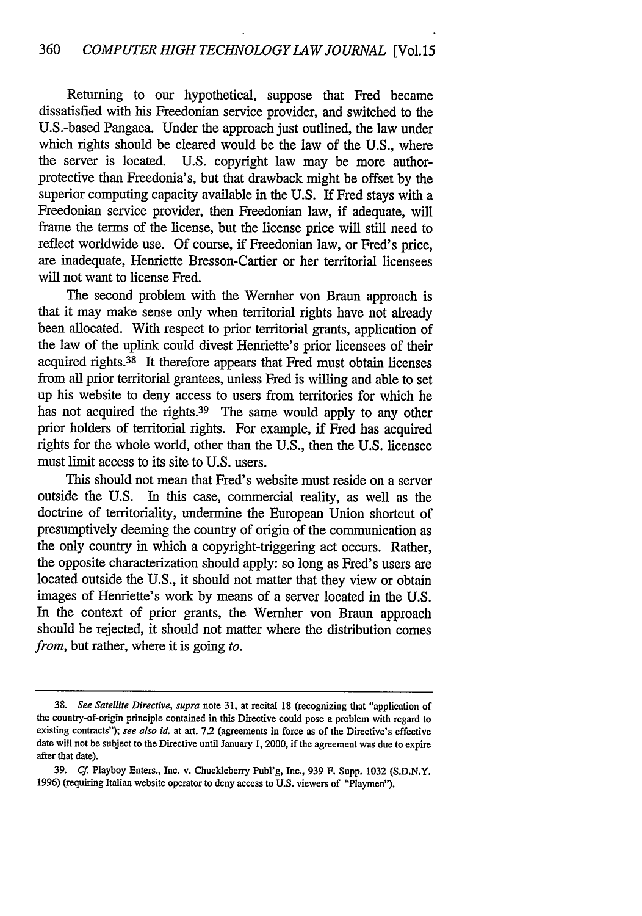Returning to our hypothetical, suppose that Fred became dissatisfied with his Freedonian service provider, and switched to the U.S.-based Pangaea. Under the approach just outlined, the law under which rights should be cleared would be the law of the U.S., where the server is located. U.S. copyright law may be more author-protective than Freedonia's, but that drawback might be offset by the superior computing capacity available in the U.S. If Fred stays with a Freedonian service provider, then Freedonian law, if adequate, will frame the terms of the license, but the license price will still need to reflect worldwide use. Of course, if Freedonian law, or Fred's price, are inadequate, Henriette Bresson-Cartier or her territorial licensees will not want to license Fred.

The second problem with the Wernher von Braun approach is that it may make sense only when territorial rights have not already been allocated. With respect to prior territorial grants, application of the law of the uplink could divest Henriette's prior licensees of their acquired rights.[38] It therefore appears that Fred must obtain licenses from all prior territorial grantees, unless Fred is willing and able to set up his website to deny access to users from territories for which he has not acquired the rights.[39] The same would apply to any other prior holders of territorial rights. For example, if Fred has acquired rights for the whole world, other than the U.S., then the U.S. licensee must limit access to its site to U.S. users.

This should not mean that Fred's website must reside on a server outside the U.S. In this case, commercial reality, as well as the doctrine of territoriality, undermine the European Union shortcut of presumptively deeming the country of origin of the communication as the only country in which a copyright-triggering act occurs. Rather, the opposite characterization should apply: so long as Fred's users are located outside the U.S., it should not matter that they view or obtain images of Henriette's work by means of a server located in the U.S. In the context of prior grants, the Wernher von Braun approach should be rejected, it should not matter where the distribution comes *from*, but rather, where it is going *to*.

---

38. *See Satellite Directive*, *supra* note 31, at recital 18 (recognizing that "application of the country-of-origin principle contained in this Directive could pose a problem with regard to existing contracts"); *see also id.* at art. 7.2 (agreements in force as of the Directive's effective date will not be subject to the Directive until January 1, 2000, if the agreement was due to expire after that date).

39. *Cf.* Playboy Enters., Inc. v. Chuckleberry Publ'g, Inc., 939 F. Supp. 1032 (S.D.N.Y. 1996) (requiring Italian website operator to deny access to U.S. viewers of "Playmen").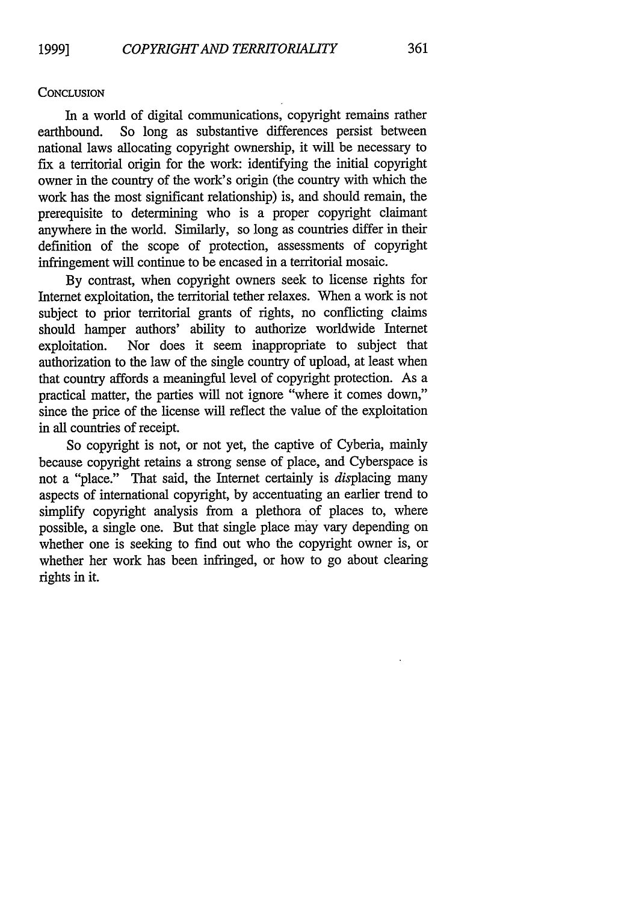## Conclusion

In a world of digital communications, copyright remains rather earthbound. So long as substantive differences persist between national laws allocating copyright ownership, it will be necessary to fix a territorial origin for the work: identifying the initial copyright owner in the country of the work's origin (the country with which the work has the most significant relationship) is, and should remain, the prerequisite to determining who is a proper copyright claimant anywhere in the world. Similarly, so long as countries differ in their definition of the scope of protection, assessments of copyright infringement will continue to be encased in a territorial mosaic.

By contrast, when copyright owners seek to license rights for Internet exploitation, the territorial tether relaxes. When a work is not subject to prior territorial grants of rights, no conflicting claims should hamper authors' ability to authorize worldwide Internet exploitation. Nor does it seem inappropriate to subject that authorization to the law of the single country of upload, at least when that country affords a meaningful level of copyright protection. As a practical matter, the parties will not ignore "where it comes down," since the price of the license will reflect the value of the exploitation in all countries of receipt.

So copyright is not, or not yet, the captive of Cyberia, mainly because copyright retains a strong sense of place, and Cyberspace is not a "place." That said, the Internet certainly is *dis*placing many aspects of international copyright, by accentuating an earlier trend to simplify copyright analysis from a plethora of places to, where possible, a single one. But that single place may vary depending on whether one is seeking to find out who the copyright owner is, or whether her work has been infringed, or how to go about clearing rights in it.